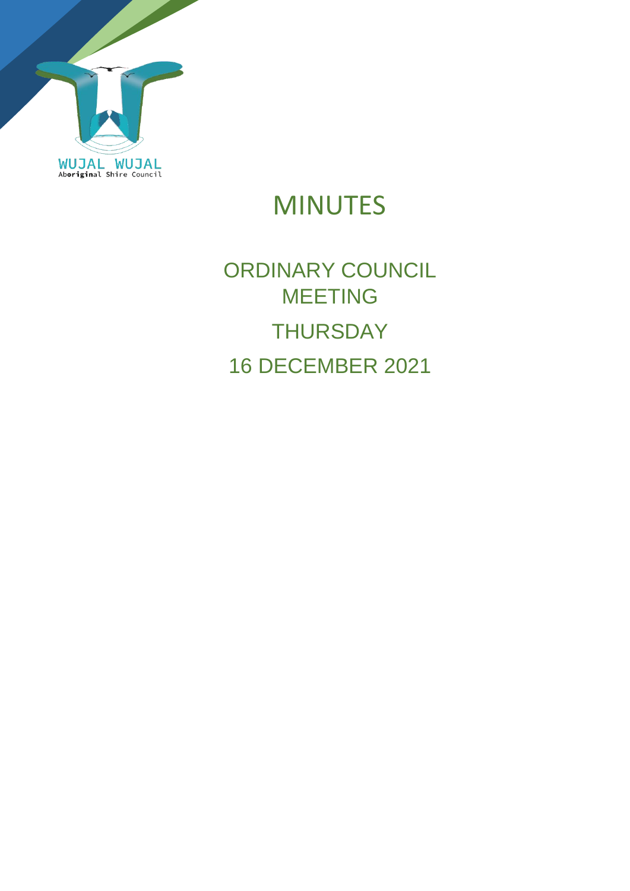WUJAL WUJAL
Aboriginal Shire Council

# MINUTES

## ORDINARY COUNCIL MEETING

## THURSDAY

## 16 DECEMBER 2021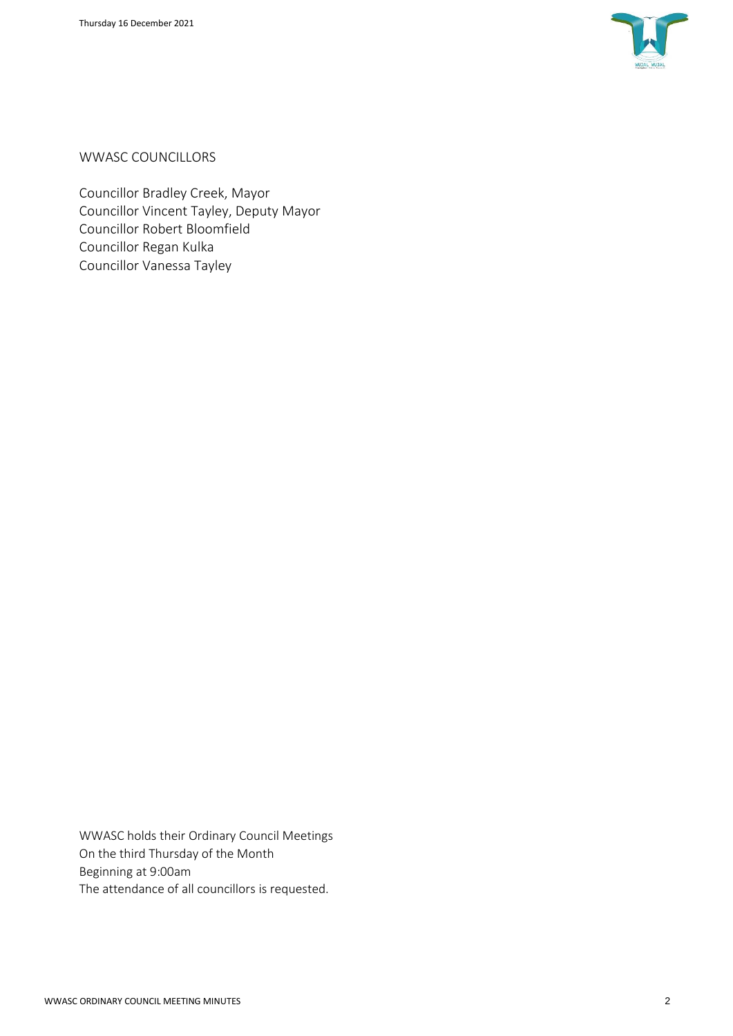## WWASC COUNCILLORS

Councillor Bradley Creek, Mayor
Councillor Vincent Tayley, Deputy Mayor
Councillor Robert Bloomfield
Councillor Regan Kulka
Councillor Vanessa Tayley

WWASC holds their Ordinary Council Meetings
On the third Thursday of the Month
Beginning at 9:00am
The attendance of all councillors is requested.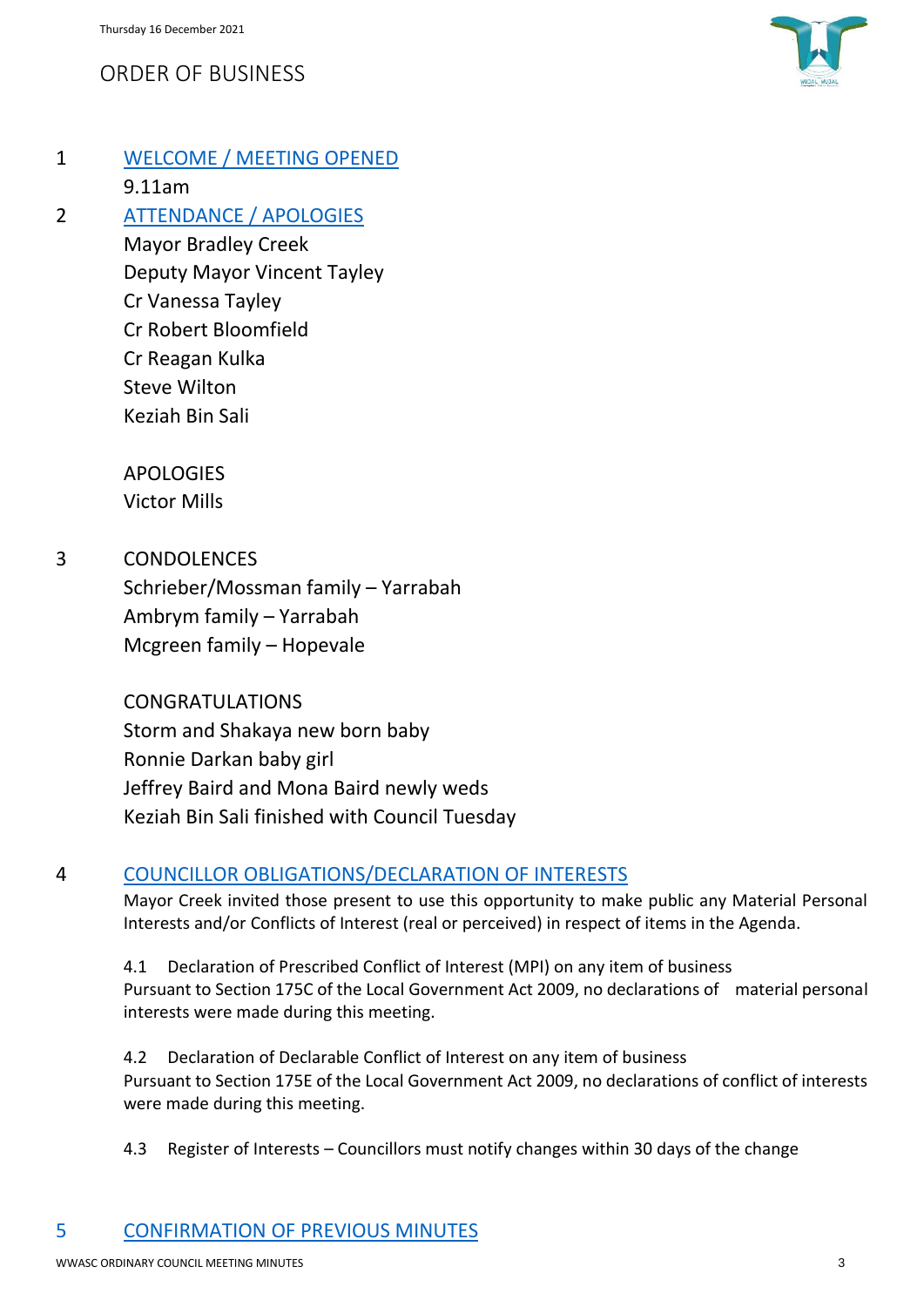## ORDER OF BUSINESS

1 WELCOME / MEETING OPENED

9.11am

2 ATTENDANCE / APOLOGIES

Mayor Bradley Creek
Deputy Mayor Vincent Tayley
Cr Vanessa Tayley
Cr Robert Bloomfield
Cr Reagan Kulka
Steve Wilton
Keziah Bin Sali

APOLOGIES
Victor Mills

3 CONDOLENCES

Schrieber/Mossman family – Yarrabah
Ambrym family – Yarrabah
Mcgreen family – Hopevale

CONGRATULATIONS
Storm and Shakaya new born baby
Ronnie Darkan baby girl
Jeffrey Baird and Mona Baird newly weds
Keziah Bin Sali finished with Council Tuesday

4 COUNCILLOR OBLIGATIONS/DECLARATION OF INTERESTS

Mayor Creek invited those present to use this opportunity to make public any Material Personal Interests and/or Conflicts of Interest (real or perceived) in respect of items in the Agenda.

4.1 Declaration of Prescribed Conflict of Interest (MPI) on any item of business
Pursuant to Section 175C of the Local Government Act 2009, no declarations of material personal interests were made during this meeting.

4.2 Declaration of Declarable Conflict of Interest on any item of business
Pursuant to Section 175E of the Local Government Act 2009, no declarations of conflict of interests were made during this meeting.

4.3 Register of Interests – Councillors must notify changes within 30 days of the change

5 CONFIRMATION OF PREVIOUS MINUTES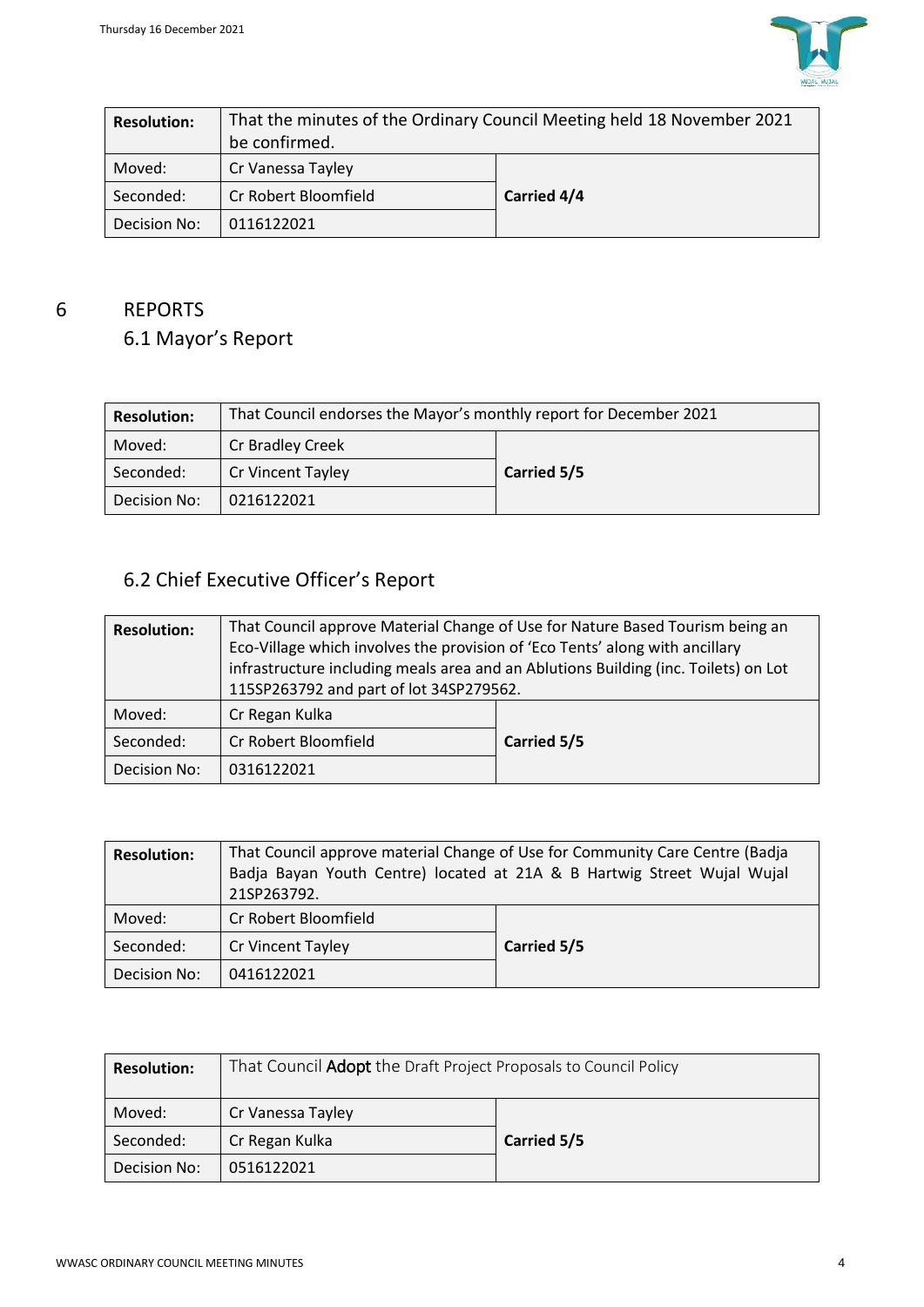| Resolution: | That the minutes of the Ordinary Council Meeting held 18 November 2021 be confirmed. | |
|---|---|---|
| Moved: | Cr Vanessa Tayley | **Carried 4/4** |
| Seconded: | Cr Robert Bloomfield | |
| Decision No: | 0116122021 | |

# 6 REPORTS

## 6.1 Mayor's Report

| Resolution: | That Council endorses the Mayor's monthly report for December 2021 | |
|---|---|---|
| Moved: | Cr Bradley Creek | **Carried 5/5** |
| Seconded: | Cr Vincent Tayley | |
| Decision No: | 0216122021 | |

## 6.2 Chief Executive Officer's Report

| Resolution: | That Council approve Material Change of Use for Nature Based Tourism being an Eco-Village which involves the provision of 'Eco Tents' along with ancillary infrastructure including meals area and an Ablutions Building (inc. Toilets) on Lot 115SP263792 and part of lot 34SP279562. | |
|---|---|---|
| Moved: | Cr Regan Kulka | **Carried 5/5** |
| Seconded: | Cr Robert Bloomfield | |
| Decision No: | 0316122021 | |

| Resolution: | That Council approve material Change of Use for Community Care Centre (Badja Badja Bayan Youth Centre) located at 21A & B Hartwig Street Wujal Wujal 21SP263792. | |
|---|---|---|
| Moved: | Cr Robert Bloomfield | **Carried 5/5** |
| Seconded: | Cr Vincent Tayley | |
| Decision No: | 0416122021 | |

| Resolution: | That Council **Adopt** the Draft Project Proposals to Council Policy | |
|---|---|---|
| Moved: | Cr Vanessa Tayley | **Carried 5/5** |
| Seconded: | Cr Regan Kulka | |
| Decision No: | 0516122021 | |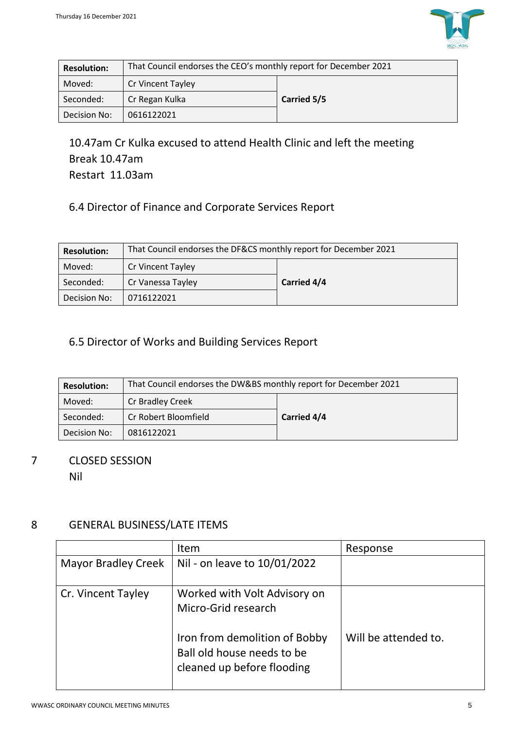| Resolution: | That Council endorses the CEO's monthly report for December 2021 | |
|---|---|---|
| Moved: | Cr Vincent Tayley | **Carried 5/5** |
| Seconded: | Cr Regan Kulka | |
| Decision No: | 0616122021 | |

10.47am Cr Kulka excused to attend Health Clinic and left the meeting
Break 10.47am
Restart 11.03am

### 6.4 Director of Finance and Corporate Services Report

| Resolution: | That Council endorses the DF&CS monthly report for December 2021 | |
|---|---|---|
| Moved: | Cr Vincent Tayley | **Carried 4/4** |
| Seconded: | Cr Vanessa Tayley | |
| Decision No: | 0716122021 | |

### 6.5 Director of Works and Building Services Report

| Resolution: | That Council endorses the DW&BS monthly report for December 2021 | |
|---|---|---|
| Moved: | Cr Bradley Creek | **Carried 4/4** |
| Seconded: | Cr Robert Bloomfield | |
| Decision No: | 0816122021 | |

## 7 CLOSED SESSION

Nil

## 8 GENERAL BUSINESS/LATE ITEMS

| | Item | Response |
|---|---|---|
| Mayor Bradley Creek | Nil - on leave to 10/01/2022 | |
| Cr. Vincent Tayley | Worked with Volt Advisory on Micro-Grid research | |
| | Iron from demolition of Bobby Ball old house needs to be cleaned up before flooding | Will be attended to. |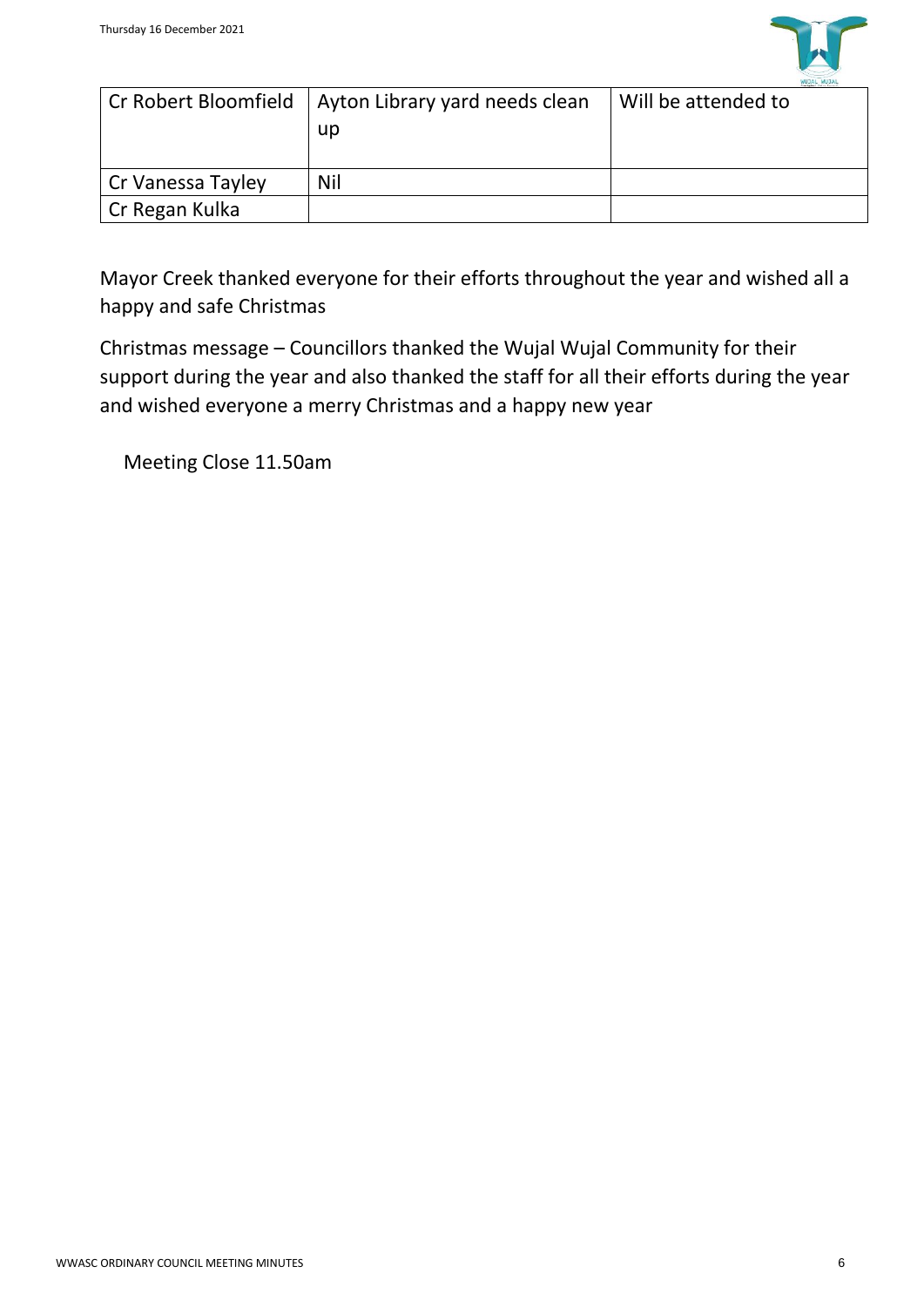| | | |
|---|---|---|
| Cr Robert Bloomfield | Ayton Library yard needs clean up | Will be attended to |
| Cr Vanessa Tayley | Nil | |
| Cr Regan Kulka | | |

Mayor Creek thanked everyone for their efforts throughout the year and wished all a happy and safe Christmas

Christmas message – Councillors thanked the Wujal Wujal Community for their support during the year and also thanked the staff for all their efforts during the year and wished everyone a merry Christmas and a happy new year

Meeting Close 11.50am